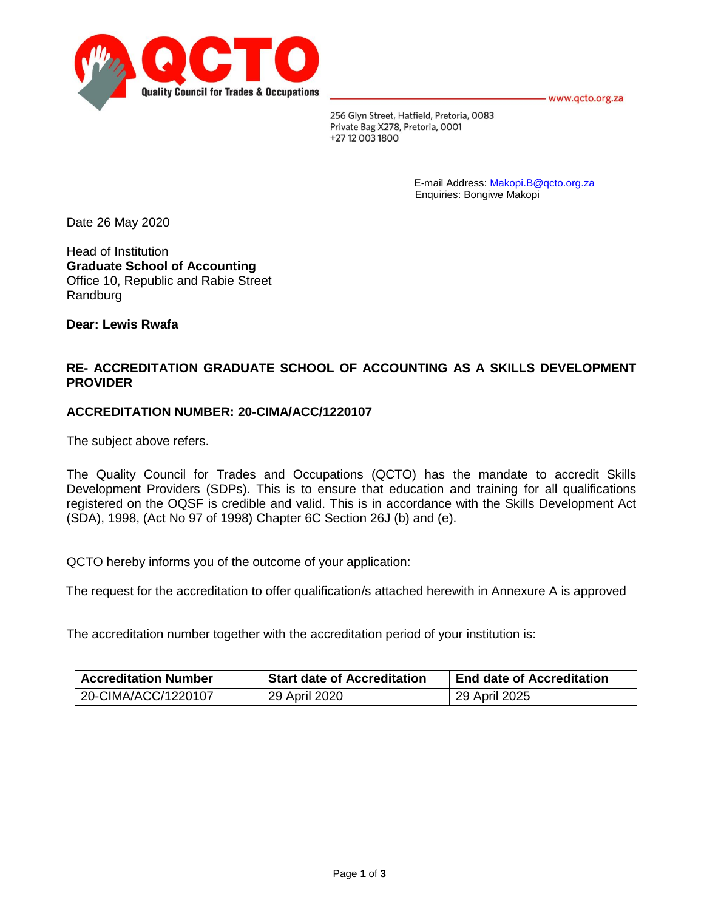**QCTO**
**Quality Council for Trades & Occupations**

www.qcto.org.za

256 Glyn Street, Hatfield, Pretoria, 0083
Private Bag X278, Pretoria, 0001
+27 12 003 1800

E-mail Address: Makopi.B@qcto.org.za
Enquiries: Bongiwe Makopi

Date 26 May 2020

Head of Institution
**Graduate School of Accounting**
Office 10, Republic and Rabie Street
Randburg

**Dear: Lewis Rwafa**

**RE- ACCREDITATION GRADUATE SCHOOL OF ACCOUNTING AS A SKILLS DEVELOPMENT PROVIDER**

**ACCREDITATION NUMBER: 20-CIMA/ACC/1220107**

The subject above refers.

The Quality Council for Trades and Occupations (QCTO) has the mandate to accredit Skills Development Providers (SDPs). This is to ensure that education and training for all qualifications registered on the OQSF is credible and valid. This is in accordance with the Skills Development Act (SDA), 1998, (Act No 97 of 1998) Chapter 6C Section 26J (b) and (e).

QCTO hereby informs you of the outcome of your application:

The request for the accreditation to offer qualification/s attached herewith in Annexure A is approved

The accreditation number together with the accreditation period of your institution is:

| Accreditation Number | Start date of Accreditation | End date of Accreditation |
| --- | --- | --- |
| 20-CIMA/ACC/1220107 | 29 April 2020 | 29 April 2025 |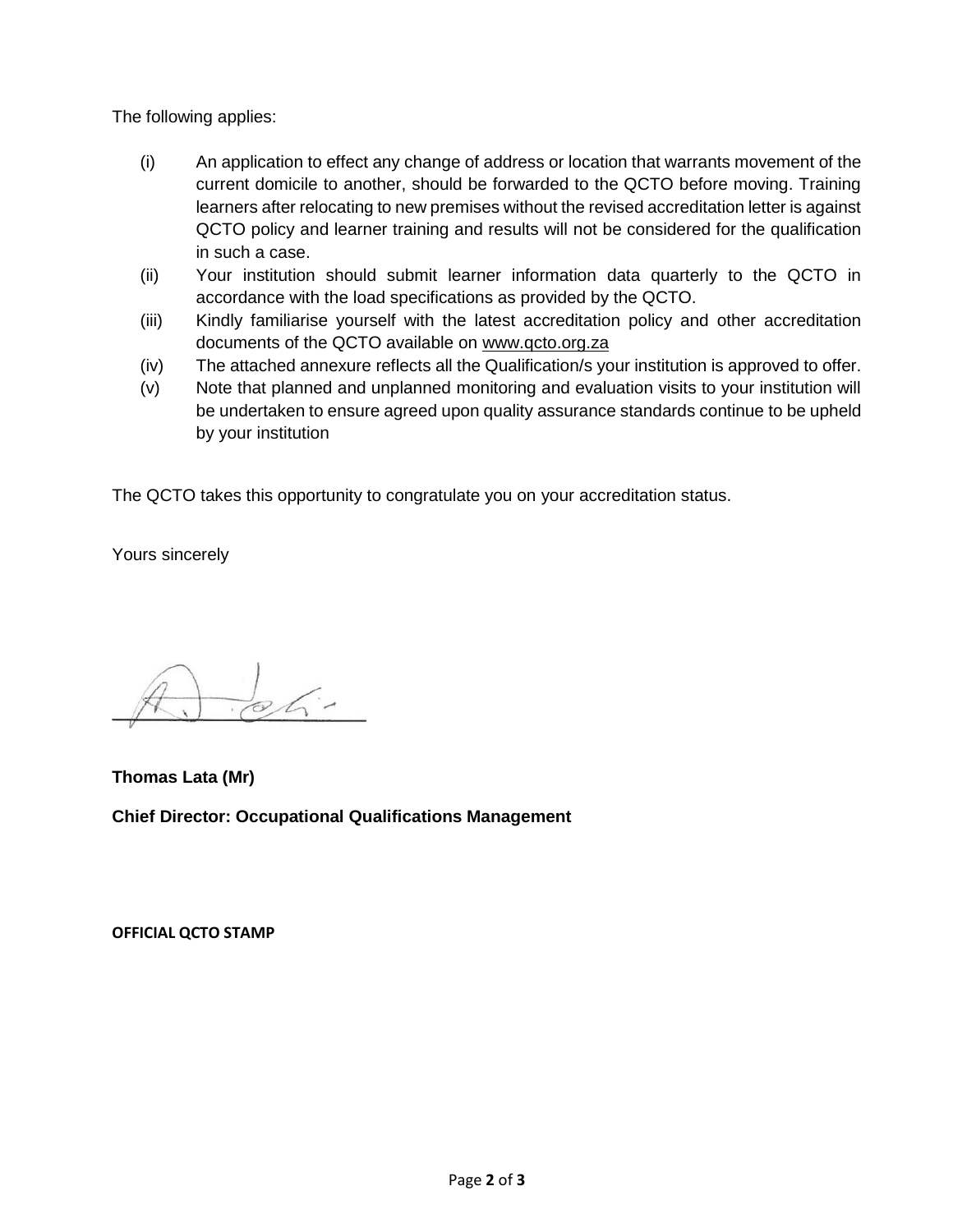The following applies:

(i) An application to effect any change of address or location that warrants movement of the current domicile to another, should be forwarded to the QCTO before moving. Training learners after relocating to new premises without the revised accreditation letter is against QCTO policy and learner training and results will not be considered for the qualification in such a case.

(ii) Your institution should submit learner information data quarterly to the QCTO in accordance with the load specifications as provided by the QCTO.

(iii) Kindly familiarise yourself with the latest accreditation policy and other accreditation documents of the QCTO available on www.qcto.org.za

(iv) The attached annexure reflects all the Qualification/s your institution is approved to offer.

(v) Note that planned and unplanned monitoring and evaluation visits to your institution will be undertaken to ensure agreed upon quality assurance standards continue to be upheld by your institution

The QCTO takes this opportunity to congratulate you on your accreditation status.

Yours sincerely

**Thomas Lata (Mr)**

**Chief Director: Occupational Qualifications Management**

**OFFICIAL QCTO STAMP**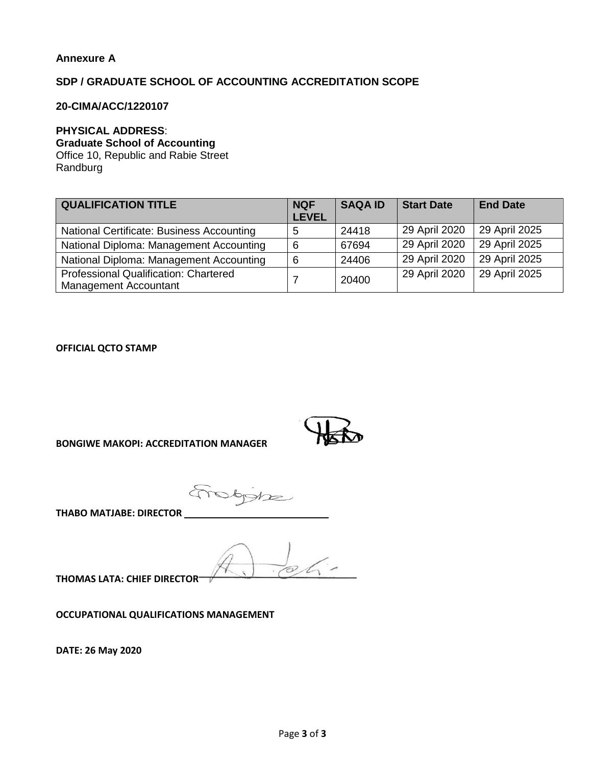**Annexure A**

**SDP / GRADUATE SCHOOL OF ACCOUNTING ACCREDITATION SCOPE**

**20-CIMA/ACC/1220107**

**PHYSICAL ADDRESS**:
**Graduate School of Accounting**
Office 10, Republic and Rabie Street
Randburg

| QUALIFICATION TITLE | NQF LEVEL | SAQA ID | Start Date | End Date |
|---|---|---|---|---|
| National Certificate: Business Accounting | 5 | 24418 | 29 April 2020 | 29 April 2025 |
| National Diploma: Management Accounting | 6 | 67694 | 29 April 2020 | 29 April 2025 |
| National Diploma: Management Accounting | 6 | 24406 | 29 April 2020 | 29 April 2025 |
| Professional Qualification: Chartered Management Accountant | 7 | 20400 | 29 April 2020 | 29 April 2025 |

**OFFICIAL QCTO STAMP**

**BONGIWE MAKOPI: ACCREDITATION MANAGER**

**THABO MATJABE: DIRECTOR** ____________________

**THOMAS LATA: CHIEF DIRECTOR** ____________________

**OCCUPATIONAL QUALIFICATIONS MANAGEMENT**

**DATE: 26 May 2020**